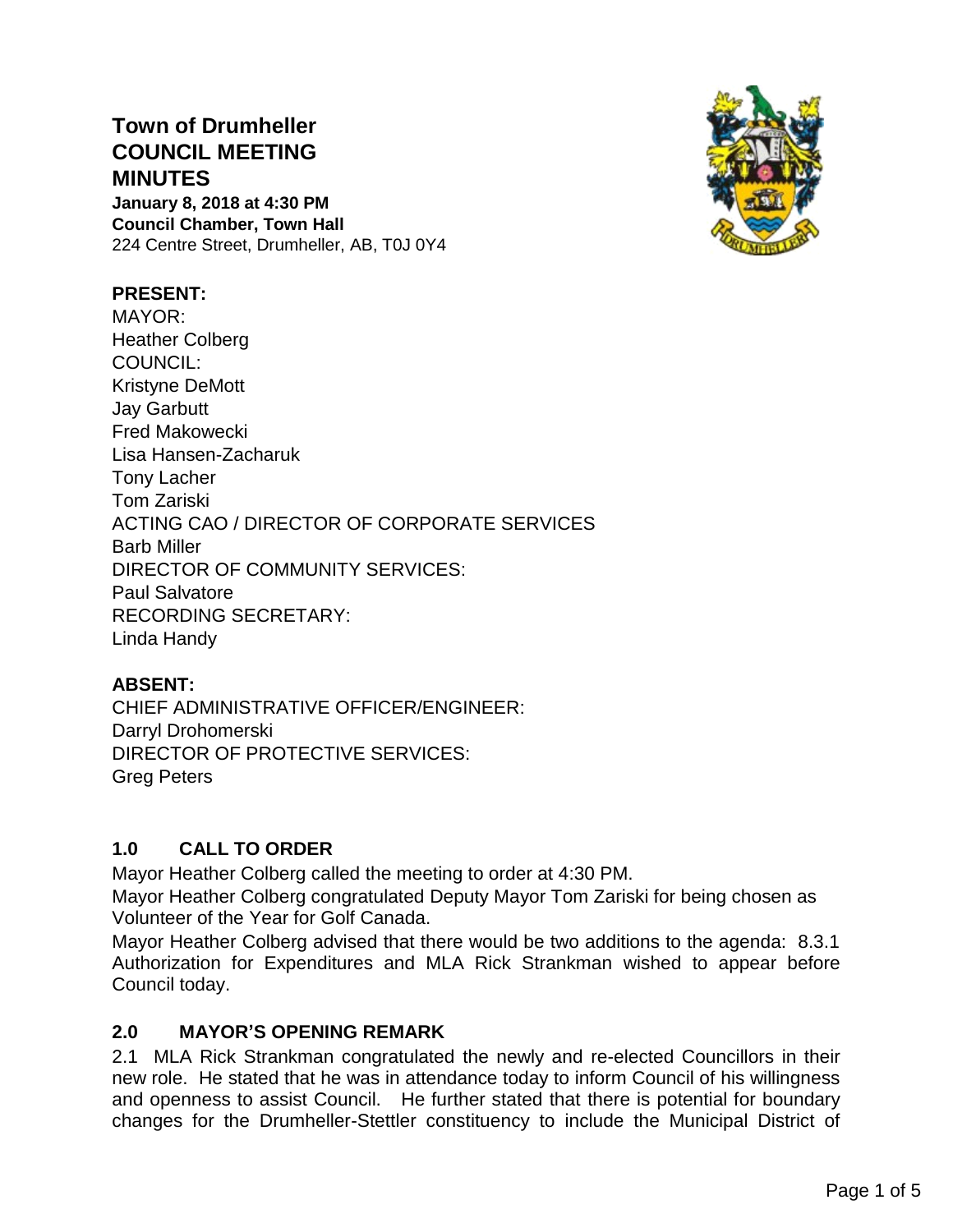# Town of Drumheller COUNCIL MEETING MINUTES

**January 8, 2018 at 4:30 PM**
**Council Chamber, Town Hall**
224 Centre Street, Drumheller, AB, T0J 0Y4

**PRESENT:**
MAYOR:
Heather Colberg
COUNCIL:
Kristyne DeMott
Jay Garbutt
Fred Makowecki
Lisa Hansen-Zacharuk
Tony Lacher
Tom Zariski
ACTING CAO / DIRECTOR OF CORPORATE SERVICES
Barb Miller
DIRECTOR OF COMMUNITY SERVICES:
Paul Salvatore
RECORDING SECRETARY:
Linda Handy

**ABSENT:**
CHIEF ADMINISTRATIVE OFFICER/ENGINEER:
Darryl Drohomerski
DIRECTOR OF PROTECTIVE SERVICES:
Greg Peters

## 1.0 CALL TO ORDER

Mayor Heather Colberg called the meeting to order at 4:30 PM.
Mayor Heather Colberg congratulated Deputy Mayor Tom Zariski for being chosen as Volunteer of the Year for Golf Canada.
Mayor Heather Colberg advised that there would be two additions to the agenda: 8.3.1 Authorization for Expenditures and MLA Rick Strankman wished to appear before Council today.

## 2.0 MAYOR'S OPENING REMARK

2.1 MLA Rick Strankman congratulated the newly and re-elected Councillors in their new role. He stated that he was in attendance today to inform Council of his willingness and openness to assist Council. He further stated that there is potential for boundary changes for the Drumheller-Stettler constituency to include the Municipal District of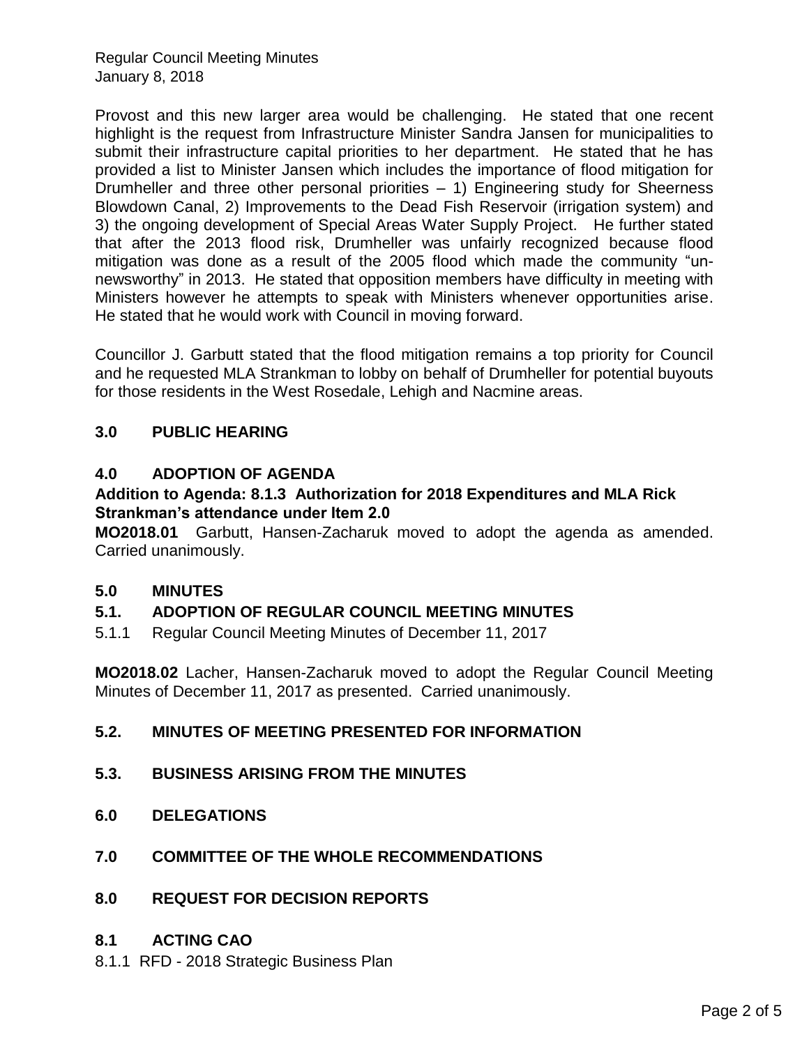Provost and this new larger area would be challenging. He stated that one recent highlight is the request from Infrastructure Minister Sandra Jansen for municipalities to submit their infrastructure capital priorities to her department. He stated that he has provided a list to Minister Jansen which includes the importance of flood mitigation for Drumheller and three other personal priorities – 1) Engineering study for Sheerness Blowdown Canal, 2) Improvements to the Dead Fish Reservoir (irrigation system) and 3) the ongoing development of Special Areas Water Supply Project. He further stated that after the 2013 flood risk, Drumheller was unfairly recognized because flood mitigation was done as a result of the 2005 flood which made the community "un-newsworthy" in 2013. He stated that opposition members have difficulty in meeting with Ministers however he attempts to speak with Ministers whenever opportunities arise. He stated that he would work with Council in moving forward.

Councillor J. Garbutt stated that the flood mitigation remains a top priority for Council and he requested MLA Strankman to lobby on behalf of Drumheller for potential buyouts for those residents in the West Rosedale, Lehigh and Nacmine areas.

## 3.0 PUBLIC HEARING

## 4.0 ADOPTION OF AGENDA

**Addition to Agenda: 8.1.3 Authorization for 2018 Expenditures and MLA Rick Strankman's attendance under Item 2.0**

**MO2018.01** Garbutt, Hansen-Zacharuk moved to adopt the agenda as amended. Carried unanimously.

## 5.0 MINUTES

### 5.1. ADOPTION OF REGULAR COUNCIL MEETING MINUTES

5.1.1 Regular Council Meeting Minutes of December 11, 2017

**MO2018.02** Lacher, Hansen-Zacharuk moved to adopt the Regular Council Meeting Minutes of December 11, 2017 as presented. Carried unanimously.

### 5.2. MINUTES OF MEETING PRESENTED FOR INFORMATION

### 5.3. BUSINESS ARISING FROM THE MINUTES

## 6.0 DELEGATIONS

## 7.0 COMMITTEE OF THE WHOLE RECOMMENDATIONS

## 8.0 REQUEST FOR DECISION REPORTS

### 8.1 ACTING CAO

8.1.1 RFD - 2018 Strategic Business Plan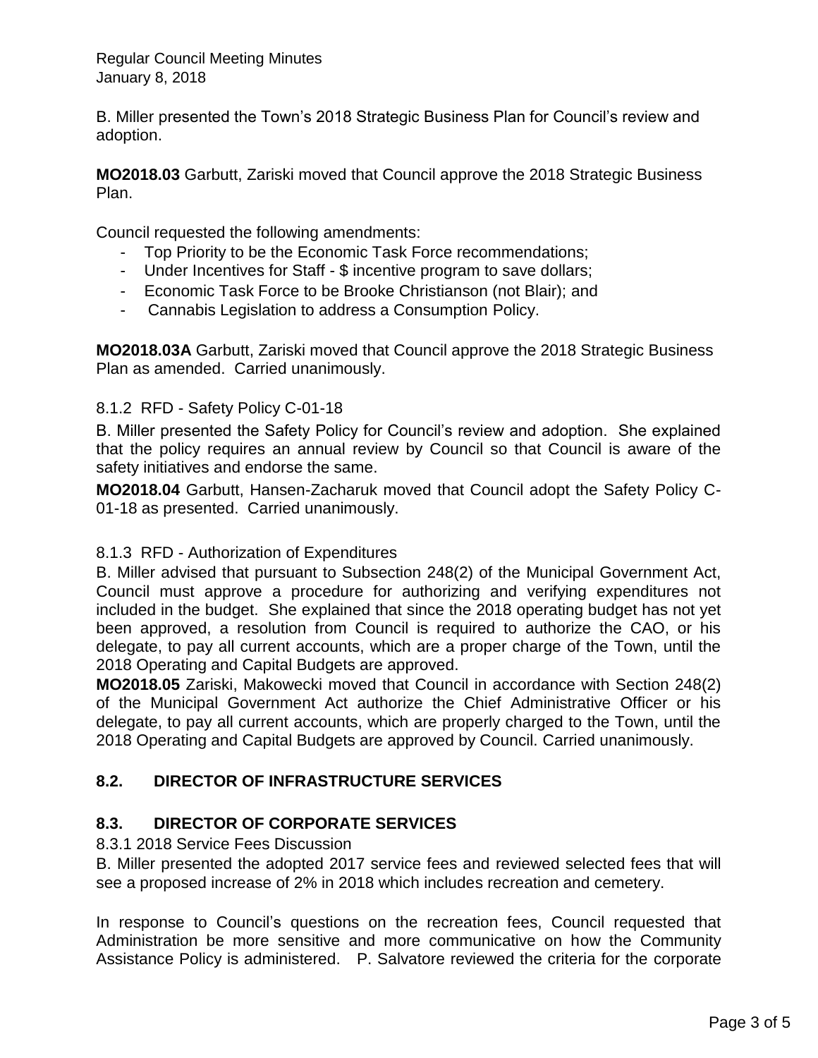B. Miller presented the Town's 2018 Strategic Business Plan for Council's review and adoption.

**MO2018.03** Garbutt, Zariski moved that Council approve the 2018 Strategic Business Plan.

Council requested the following amendments:

- Top Priority to be the Economic Task Force recommendations;
- Under Incentives for Staff - $ incentive program to save dollars;
- Economic Task Force to be Brooke Christianson (not Blair); and
- Cannabis Legislation to address a Consumption Policy.

**MO2018.03A** Garbutt, Zariski moved that Council approve the 2018 Strategic Business Plan as amended. Carried unanimously.

8.1.2 RFD - Safety Policy C-01-18

B. Miller presented the Safety Policy for Council's review and adoption. She explained that the policy requires an annual review by Council so that Council is aware of the safety initiatives and endorse the same.

**MO2018.04** Garbutt, Hansen-Zacharuk moved that Council adopt the Safety Policy C-01-18 as presented. Carried unanimously.

8.1.3 RFD - Authorization of Expenditures

B. Miller advised that pursuant to Subsection 248(2) of the Municipal Government Act, Council must approve a procedure for authorizing and verifying expenditures not included in the budget. She explained that since the 2018 operating budget has not yet been approved, a resolution from Council is required to authorize the CAO, or his delegate, to pay all current accounts, which are a proper charge of the Town, until the 2018 Operating and Capital Budgets are approved.

**MO2018.05** Zariski, Makowecki moved that Council in accordance with Section 248(2) of the Municipal Government Act authorize the Chief Administrative Officer or his delegate, to pay all current accounts, which are properly charged to the Town, until the 2018 Operating and Capital Budgets are approved by Council. Carried unanimously.

## 8.2. DIRECTOR OF INFRASTRUCTURE SERVICES

## 8.3. DIRECTOR OF CORPORATE SERVICES

8.3.1 2018 Service Fees Discussion

B. Miller presented the adopted 2017 service fees and reviewed selected fees that will see a proposed increase of 2% in 2018 which includes recreation and cemetery.

In response to Council's questions on the recreation fees, Council requested that Administration be more sensitive and more communicative on how the Community Assistance Policy is administered. P. Salvatore reviewed the criteria for the corporate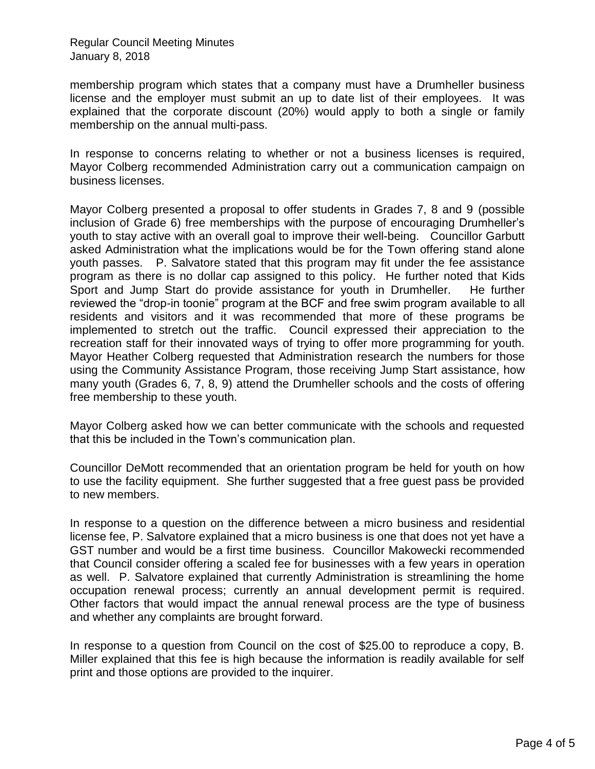membership program which states that a company must have a Drumheller business license and the employer must submit an up to date list of their employees. It was explained that the corporate discount (20%) would apply to both a single or family membership on the annual multi-pass.

In response to concerns relating to whether or not a business licenses is required, Mayor Colberg recommended Administration carry out a communication campaign on business licenses.

Mayor Colberg presented a proposal to offer students in Grades 7, 8 and 9 (possible inclusion of Grade 6) free memberships with the purpose of encouraging Drumheller's youth to stay active with an overall goal to improve their well-being. Councillor Garbutt asked Administration what the implications would be for the Town offering stand alone youth passes. P. Salvatore stated that this program may fit under the fee assistance program as there is no dollar cap assigned to this policy. He further noted that Kids Sport and Jump Start do provide assistance for youth in Drumheller. He further reviewed the "drop-in toonie" program at the BCF and free swim program available to all residents and visitors and it was recommended that more of these programs be implemented to stretch out the traffic. Council expressed their appreciation to the recreation staff for their innovated ways of trying to offer more programming for youth. Mayor Heather Colberg requested that Administration research the numbers for those using the Community Assistance Program, those receiving Jump Start assistance, how many youth (Grades 6, 7, 8, 9) attend the Drumheller schools and the costs of offering free membership to these youth.

Mayor Colberg asked how we can better communicate with the schools and requested that this be included in the Town's communication plan.

Councillor DeMott recommended that an orientation program be held for youth on how to use the facility equipment. She further suggested that a free guest pass be provided to new members.

In response to a question on the difference between a micro business and residential license fee, P. Salvatore explained that a micro business is one that does not yet have a GST number and would be a first time business. Councillor Makowecki recommended that Council consider offering a scaled fee for businesses with a few years in operation as well. P. Salvatore explained that currently Administration is streamlining the home occupation renewal process; currently an annual development permit is required. Other factors that would impact the annual renewal process are the type of business and whether any complaints are brought forward.

In response to a question from Council on the cost of $25.00 to reproduce a copy, B. Miller explained that this fee is high because the information is readily available for self print and those options are provided to the inquirer.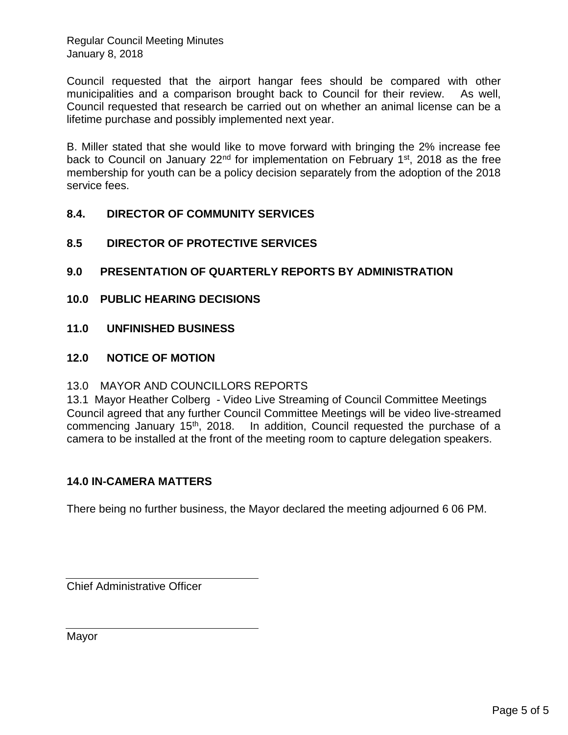Council requested that the airport hangar fees should be compared with other municipalities and a comparison brought back to Council for their review. As well, Council requested that research be carried out on whether an animal license can be a lifetime purchase and possibly implemented next year.

B. Miller stated that she would like to move forward with bringing the 2% increase fee back to Council on January 22nd for implementation on February 1st, 2018 as the free membership for youth can be a policy decision separately from the adoption of the 2018 service fees.

**8.4. DIRECTOR OF COMMUNITY SERVICES**

**8.5 DIRECTOR OF PROTECTIVE SERVICES**

**9.0 PRESENTATION OF QUARTERLY REPORTS BY ADMINISTRATION**

**10.0 PUBLIC HEARING DECISIONS**

**11.0 UNFINISHED BUSINESS**

**12.0 NOTICE OF MOTION**

13.0 MAYOR AND COUNCILLORS REPORTS

13.1 Mayor Heather Colberg - Video Live Streaming of Council Committee Meetings

Council agreed that any further Council Committee Meetings will be video live-streamed commencing January 15th, 2018. In addition, Council requested the purchase of a camera to be installed at the front of the meeting room to capture delegation speakers.

**14.0 IN-CAMERA MATTERS**

There being no further business, the Mayor declared the meeting adjourned 6 06 PM.

---

Chief Administrative Officer

---

Mayor